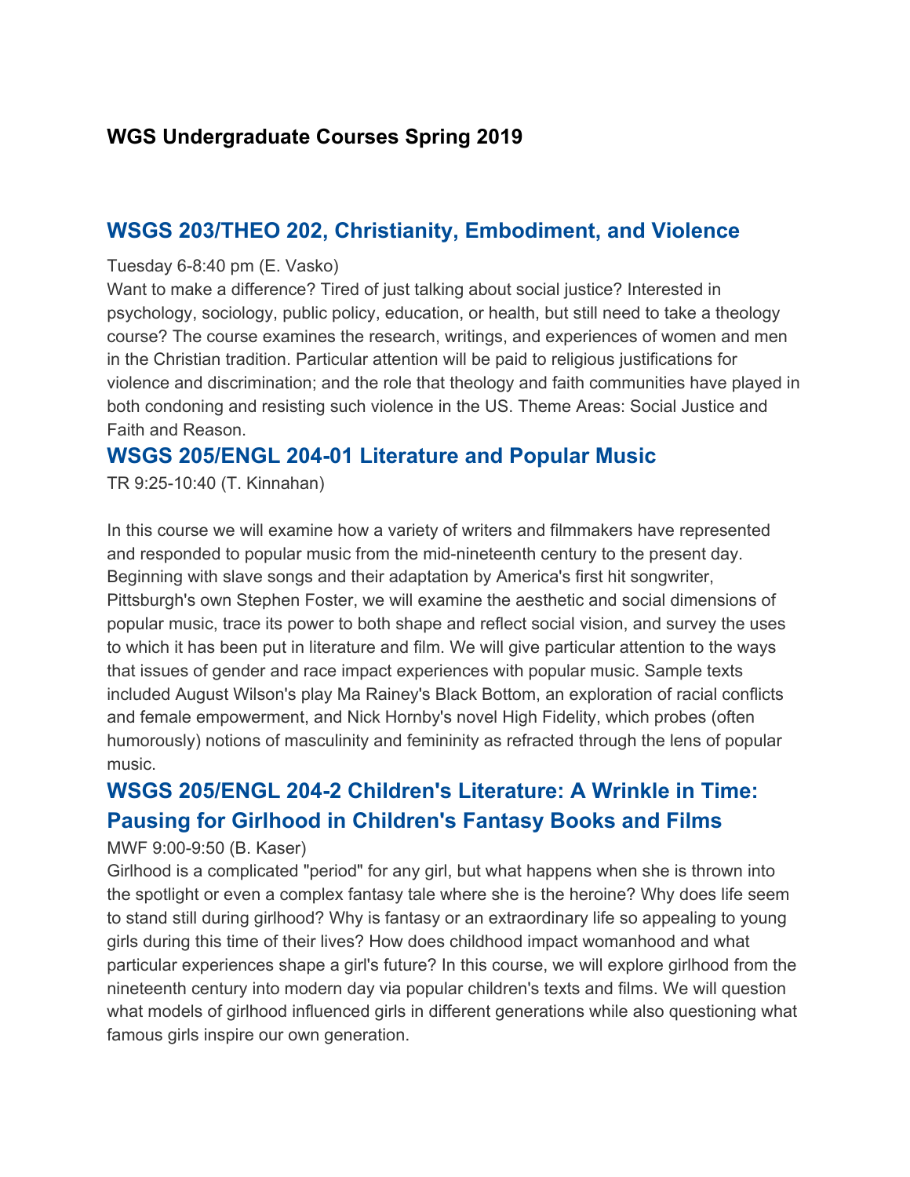# WGS Undergraduate Courses Spring 2019

## WSGS 203/THEO 202, Christianity, Embodiment, and Violence

Tuesday 6-8:40 pm (E. Vasko)

Want to make a difference? Tired of just talking about social justice? Interested in psychology, sociology, public policy, education, or health, but still need to take a theology course? The course examines the research, writings, and experiences of women and men in the Christian tradition. Particular attention will be paid to religious justifications for violence and discrimination; and the role that theology and faith communities have played in both condoning and resisting such violence in the US. Theme Areas: Social Justice and Faith and Reason.

## WSGS 205/ENGL 204-01 Literature and Popular Music

TR 9:25-10:40 (T. Kinnahan)

In this course we will examine how a variety of writers and filmmakers have represented and responded to popular music from the mid-nineteenth century to the present day. Beginning with slave songs and their adaptation by America's first hit songwriter, Pittsburgh's own Stephen Foster, we will examine the aesthetic and social dimensions of popular music, trace its power to both shape and reflect social vision, and survey the uses to which it has been put in literature and film. We will give particular attention to the ways that issues of gender and race impact experiences with popular music. Sample texts included August Wilson's play Ma Rainey's Black Bottom, an exploration of racial conflicts and female empowerment, and Nick Hornby's novel High Fidelity, which probes (often humorously) notions of masculinity and femininity as refracted through the lens of popular music.

## WSGS 205/ENGL 204-2 Children's Literature: A Wrinkle in Time: Pausing for Girlhood in Children's Fantasy Books and Films

MWF 9:00-9:50 (B. Kaser)

Girlhood is a complicated "period" for any girl, but what happens when she is thrown into the spotlight or even a complex fantasy tale where she is the heroine? Why does life seem to stand still during girlhood? Why is fantasy or an extraordinary life so appealing to young girls during this time of their lives? How does childhood impact womanhood and what particular experiences shape a girl's future? In this course, we will explore girlhood from the nineteenth century into modern day via popular children's texts and films. We will question what models of girlhood influenced girls in different generations while also questioning what famous girls inspire our own generation.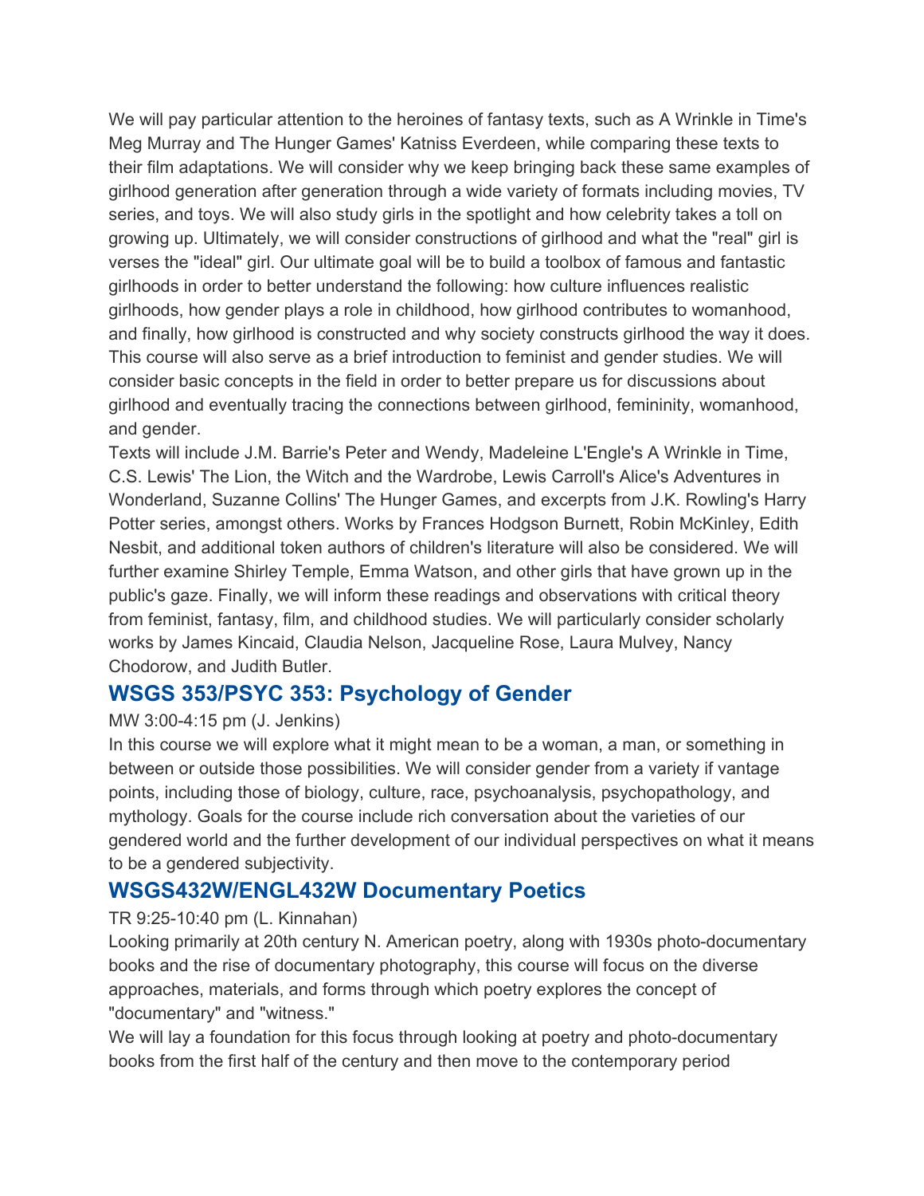We will pay particular attention to the heroines of fantasy texts, such as A Wrinkle in Time's Meg Murray and The Hunger Games' Katniss Everdeen, while comparing these texts to their film adaptations. We will consider why we keep bringing back these same examples of girlhood generation after generation through a wide variety of formats including movies, TV series, and toys. We will also study girls in the spotlight and how celebrity takes a toll on growing up. Ultimately, we will consider constructions of girlhood and what the "real" girl is verses the "ideal" girl. Our ultimate goal will be to build a toolbox of famous and fantastic girlhoods in order to better understand the following: how culture influences realistic girlhoods, how gender plays a role in childhood, how girlhood contributes to womanhood, and finally, how girlhood is constructed and why society constructs girlhood the way it does. This course will also serve as a brief introduction to feminist and gender studies. We will consider basic concepts in the field in order to better prepare us for discussions about girlhood and eventually tracing the connections between girlhood, femininity, womanhood, and gender.

Texts will include J.M. Barrie's Peter and Wendy, Madeleine L'Engle's A Wrinkle in Time, C.S. Lewis' The Lion, the Witch and the Wardrobe, Lewis Carroll's Alice's Adventures in Wonderland, Suzanne Collins' The Hunger Games, and excerpts from J.K. Rowling's Harry Potter series, amongst others. Works by Frances Hodgson Burnett, Robin McKinley, Edith Nesbit, and additional token authors of children's literature will also be considered. We will further examine Shirley Temple, Emma Watson, and other girls that have grown up in the public's gaze. Finally, we will inform these readings and observations with critical theory from feminist, fantasy, film, and childhood studies. We will particularly consider scholarly works by James Kincaid, Claudia Nelson, Jacqueline Rose, Laura Mulvey, Nancy Chodorow, and Judith Butler.

## WSGS 353/PSYC 353: Psychology of Gender

MW 3:00-4:15 pm (J. Jenkins)

In this course we will explore what it might mean to be a woman, a man, or something in between or outside those possibilities. We will consider gender from a variety if vantage points, including those of biology, culture, race, psychoanalysis, psychopathology, and mythology. Goals for the course include rich conversation about the varieties of our gendered world and the further development of our individual perspectives on what it means to be a gendered subjectivity.

## WSGS432W/ENGL432W Documentary Poetics

TR 9:25-10:40 pm (L. Kinnahan)

Looking primarily at 20th century N. American poetry, along with 1930s photo-documentary books and the rise of documentary photography, this course will focus on the diverse approaches, materials, and forms through which poetry explores the concept of "documentary" and "witness."

We will lay a foundation for this focus through looking at poetry and photo-documentary books from the first half of the century and then move to the contemporary period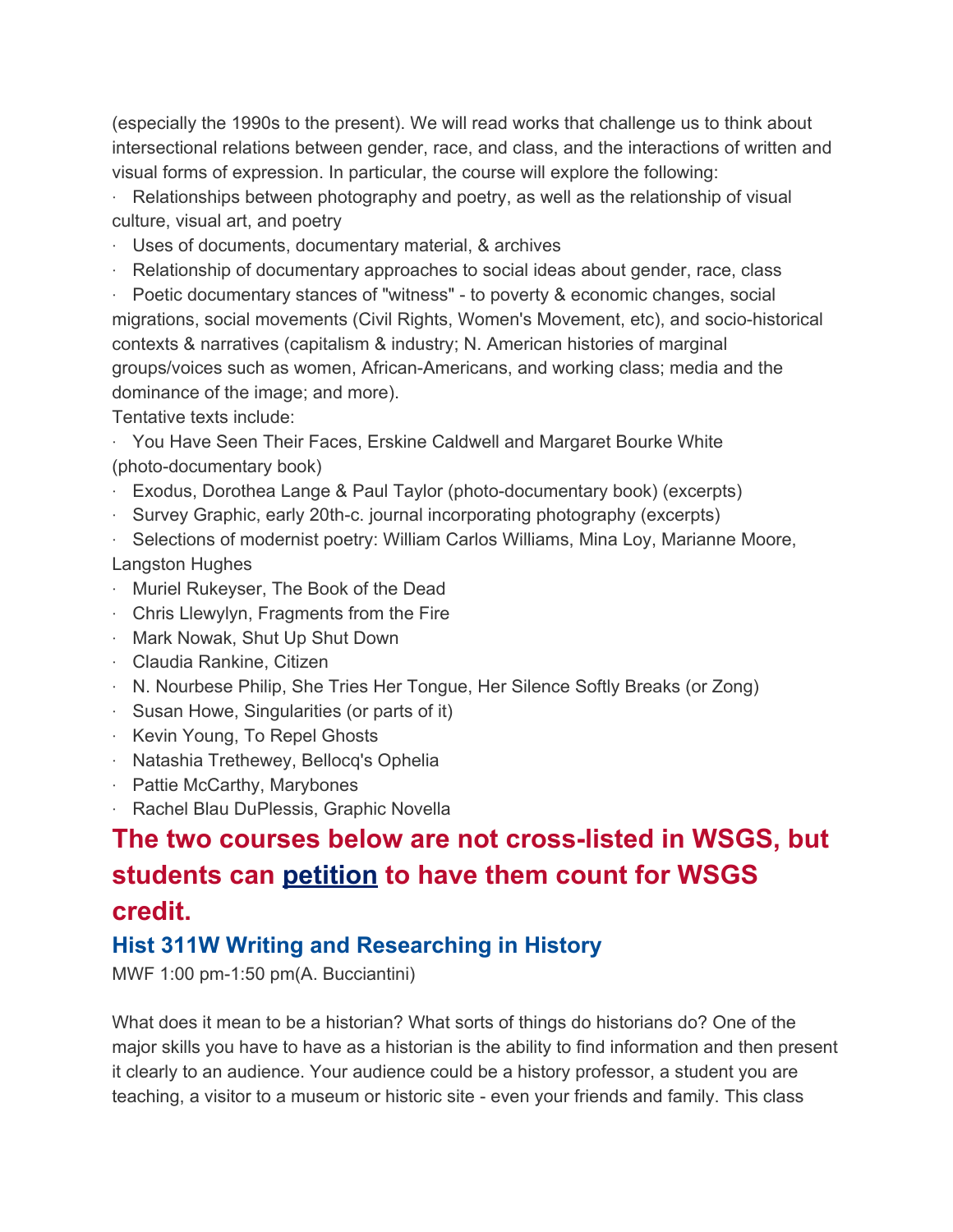(especially the 1990s to the present). We will read works that challenge us to think about intersectional relations between gender, race, and class, and the interactions of written and visual forms of expression. In particular, the course will explore the following:

- Relationships between photography and poetry, as well as the relationship of visual culture, visual art, and poetry
- Uses of documents, documentary material, & archives
- Relationship of documentary approaches to social ideas about gender, race, class
- Poetic documentary stances of "witness" - to poverty & economic changes, social migrations, social movements (Civil Rights, Women's Movement, etc), and socio-historical contexts & narratives (capitalism & industry; N. American histories of marginal groups/voices such as women, African-Americans, and working class; media and the dominance of the image; and more).

Tentative texts include:

- You Have Seen Their Faces, Erskine Caldwell and Margaret Bourke White (photo-documentary book)
- Exodus, Dorothea Lange & Paul Taylor (photo-documentary book) (excerpts)
- Survey Graphic, early 20th-c. journal incorporating photography (excerpts)
- Selections of modernist poetry: William Carlos Williams, Mina Loy, Marianne Moore, Langston Hughes
- Muriel Rukeyser, The Book of the Dead
- Chris Llewylyn, Fragments from the Fire
- Mark Nowak, Shut Up Shut Down
- Claudia Rankine, Citizen
- N. Nourbese Philip, She Tries Her Tongue, Her Silence Softly Breaks (or Zong)
- Susan Howe, Singularities (or parts of it)
- Kevin Young, To Repel Ghosts
- Natashia Trethewey, Bellocq's Ophelia
- Pattie McCarthy, Marybones
- Rachel Blau DuPlessis, Graphic Novella

## The two courses below are not cross-listed in WSGS, but students can petition to have them count for WSGS credit.

### Hist 311W Writing and Researching in History

MWF 1:00 pm-1:50 pm(A. Bucciantini)

What does it mean to be a historian? What sorts of things do historians do? One of the major skills you have to have as a historian is the ability to find information and then present it clearly to an audience. Your audience could be a history professor, a student you are teaching, a visitor to a museum or historic site - even your friends and family. This class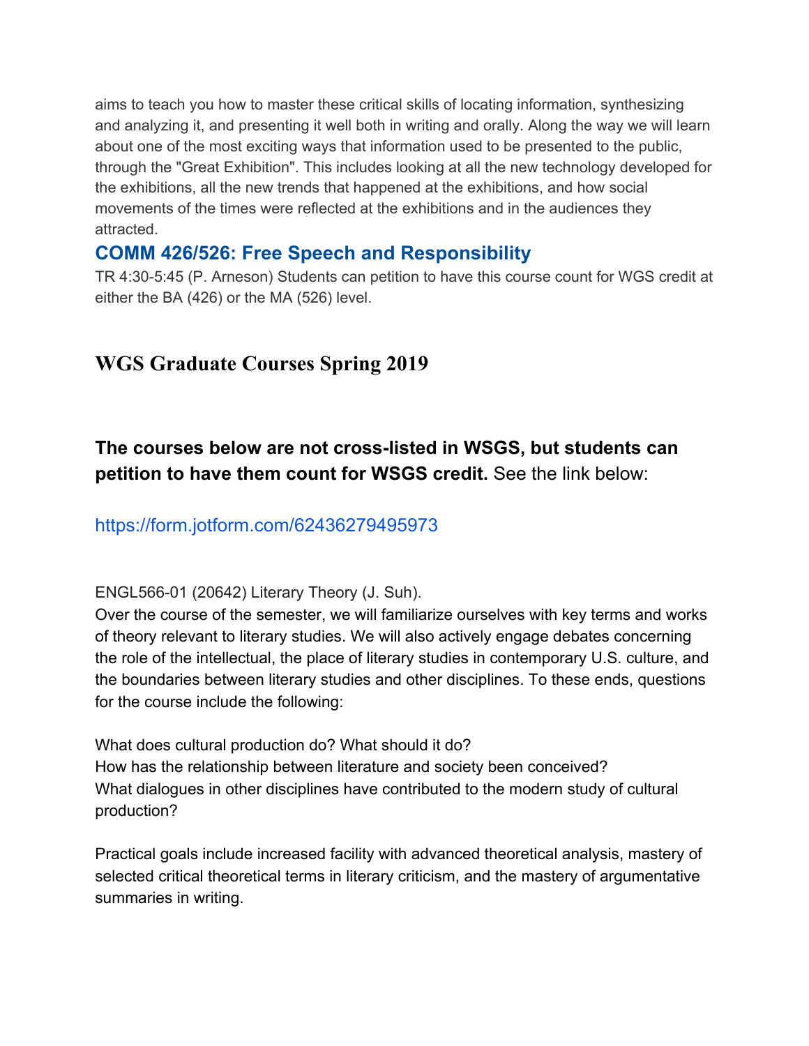aims to teach you how to master these critical skills of locating information, synthesizing and analyzing it, and presenting it well both in writing and orally. Along the way we will learn about one of the most exciting ways that information used to be presented to the public, through the "Great Exhibition". This includes looking at all the new technology developed for the exhibitions, all the new trends that happened at the exhibitions, and how social movements of the times were reflected at the exhibitions and in the audiences they attracted.

### COMM 426/526: Free Speech and Responsibility

TR 4:30-5:45 (P. Arneson) Students can petition to have this course count for WGS credit at either the BA (426) or the MA (526) level.

## WGS Graduate Courses Spring 2019

**The courses below are not cross-listed in WSGS, but students can petition to have them count for WSGS credit.** See the link below:

https://form.jotform.com/62436279495973

ENGL566-01 (20642) Literary Theory (J. Suh).

Over the course of the semester, we will familiarize ourselves with key terms and works of theory relevant to literary studies. We will also actively engage debates concerning the role of the intellectual, the place of literary studies in contemporary U.S. culture, and the boundaries between literary studies and other disciplines. To these ends, questions for the course include the following:

What does cultural production do? What should it do?
How has the relationship between literature and society been conceived?
What dialogues in other disciplines have contributed to the modern study of cultural production?

Practical goals include increased facility with advanced theoretical analysis, mastery of selected critical theoretical terms in literary criticism, and the mastery of argumentative summaries in writing.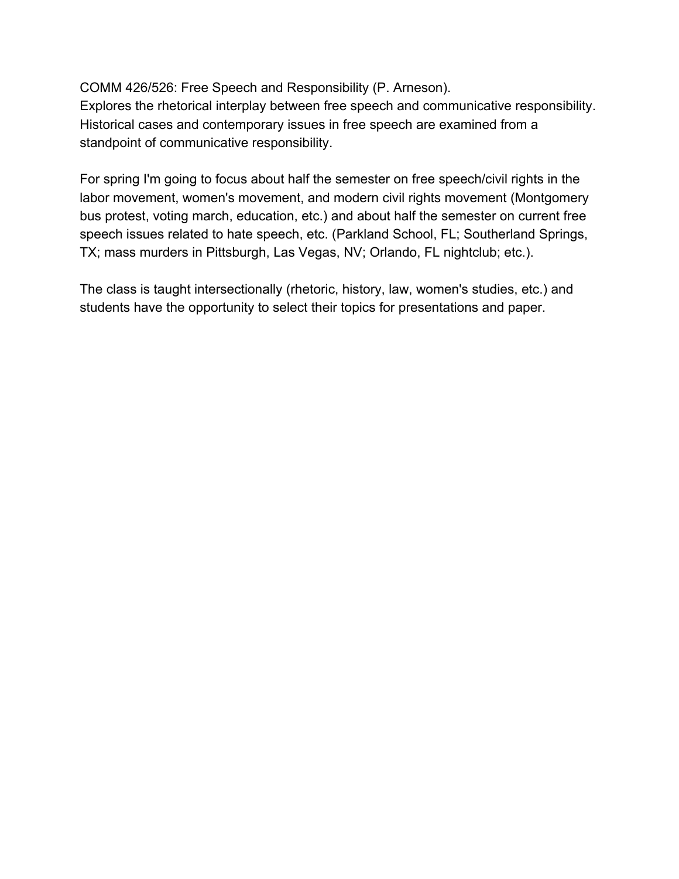COMM 426/526: Free Speech and Responsibility (P. Arneson).
Explores the rhetorical interplay between free speech and communicative responsibility. Historical cases and contemporary issues in free speech are examined from a standpoint of communicative responsibility.

For spring I'm going to focus about half the semester on free speech/civil rights in the labor movement, women's movement, and modern civil rights movement (Montgomery bus protest, voting march, education, etc.) and about half the semester on current free speech issues related to hate speech, etc. (Parkland School, FL; Southerland Springs, TX; mass murders in Pittsburgh, Las Vegas, NV; Orlando, FL nightclub; etc.).

The class is taught intersectionally (rhetoric, history, law, women's studies, etc.) and students have the opportunity to select their topics for presentations and paper.